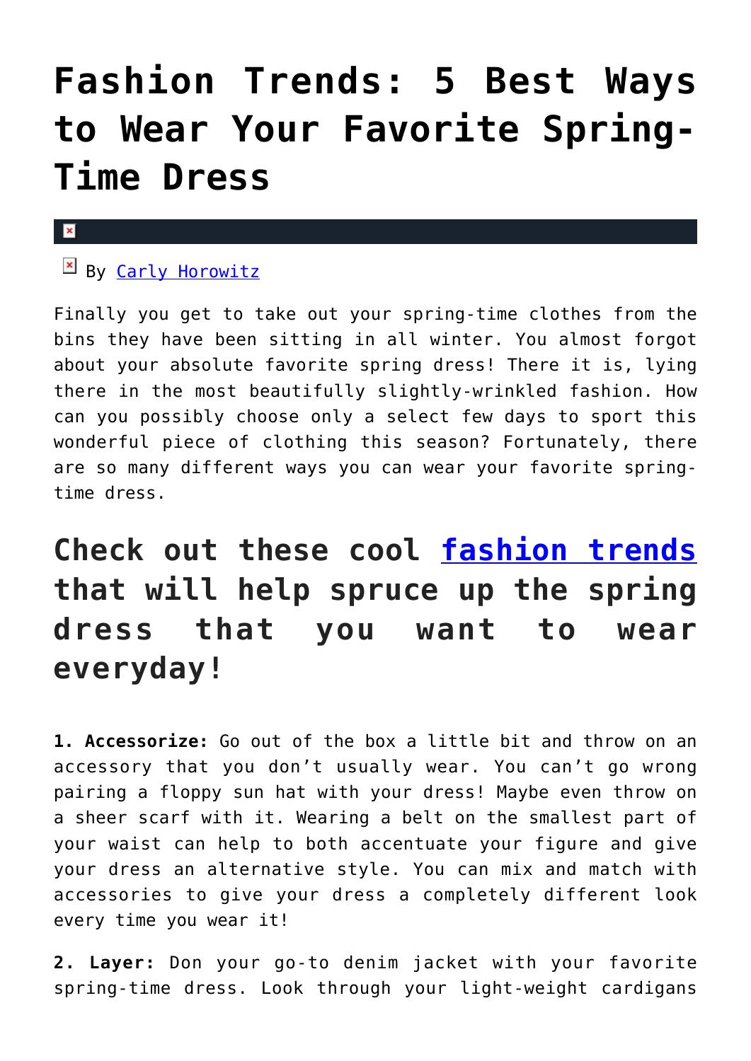# Fashion Trends: 5 Best Ways to Wear Your Favorite Spring-Time Dress

By Carly Horowitz

Finally you get to take out your spring-time clothes from the bins they have been sitting in all winter. You almost forgot about your absolute favorite spring dress! There it is, lying there in the most beautifully slightly-wrinkled fashion. How can you possibly choose only a select few days to sport this wonderful piece of clothing this season? Fortunately, there are so many different ways you can wear your favorite spring-time dress.

## Check out these cool fashion trends that will help spruce up the spring dress that you want to wear everyday!

**1. Accessorize:** Go out of the box a little bit and throw on an accessory that you don't usually wear. You can't go wrong pairing a floppy sun hat with your dress! Maybe even throw on a sheer scarf with it. Wearing a belt on the smallest part of your waist can help to both accentuate your figure and give your dress an alternative style. You can mix and match with accessories to give your dress a completely different look every time you wear it!

**2. Layer:** Don your go-to denim jacket with your favorite spring-time dress. Look through your light-weight cardigans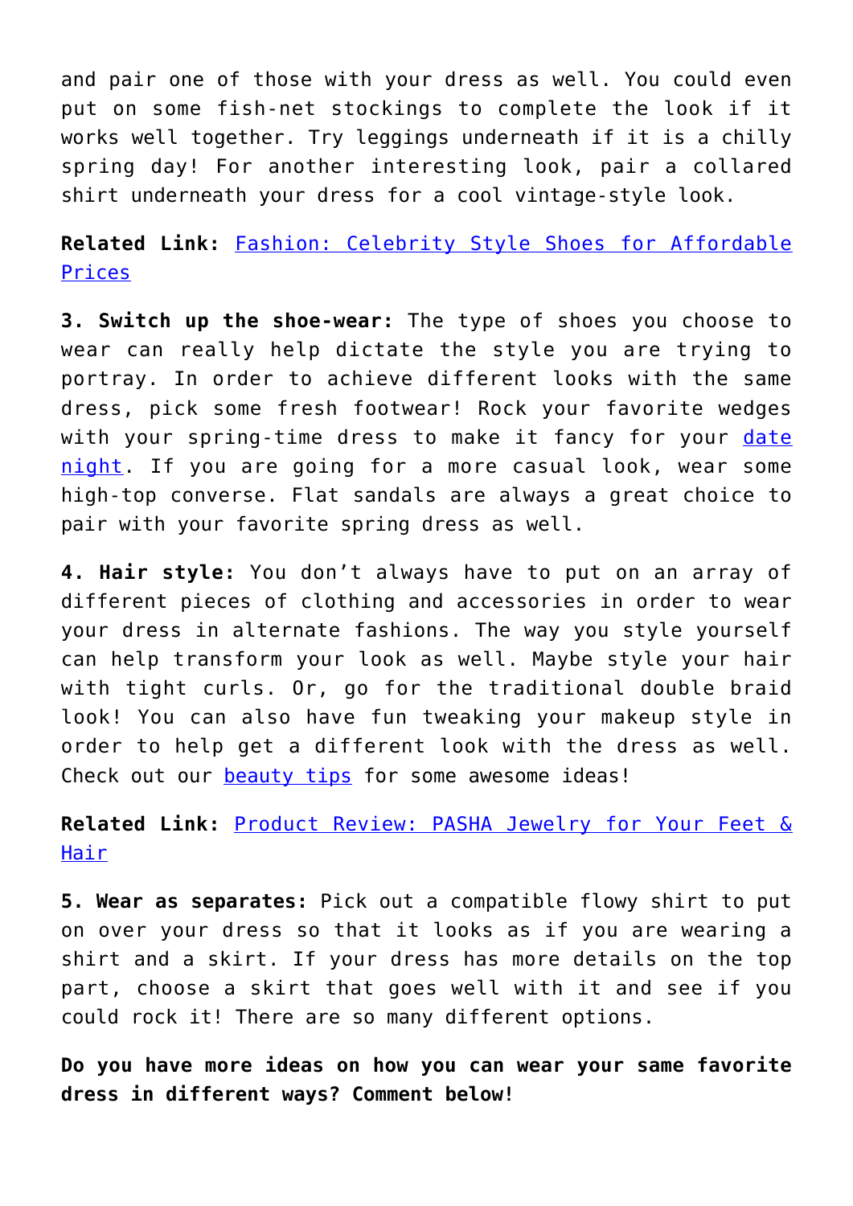and pair one of those with your dress as well. You could even put on some fish-net stockings to complete the look if it works well together. Try leggings underneath if it is a chilly spring day! For another interesting look, pair a collared shirt underneath your dress for a cool vintage-style look.

**Related Link:** [Fashion: Celebrity Style Shoes for Affordable Prices]()

**3. Switch up the shoe-wear:** The type of shoes you choose to wear can really help dictate the style you are trying to portray. In order to achieve different looks with the same dress, pick some fresh footwear! Rock your favorite wedges with your spring-time dress to make it fancy for your [date night](). If you are going for a more casual look, wear some high-top converse. Flat sandals are always a great choice to pair with your favorite spring dress as well.

**4. Hair style:** You don't always have to put on an array of different pieces of clothing and accessories in order to wear your dress in alternate fashions. The way you style yourself can help transform your look as well. Maybe style your hair with tight curls. Or, go for the traditional double braid look! You can also have fun tweaking your makeup style in order to help get a different look with the dress as well. Check out our [beauty tips]() for some awesome ideas!

**Related Link:** [Product Review: PASHA Jewelry for Your Feet & Hair]()

**5. Wear as separates:** Pick out a compatible flowy shirt to put on over your dress so that it looks as if you are wearing a shirt and a skirt. If your dress has more details on the top part, choose a skirt that goes well with it and see if you could rock it! There are so many different options.

**Do you have more ideas on how you can wear your same favorite dress in different ways? Comment below!**